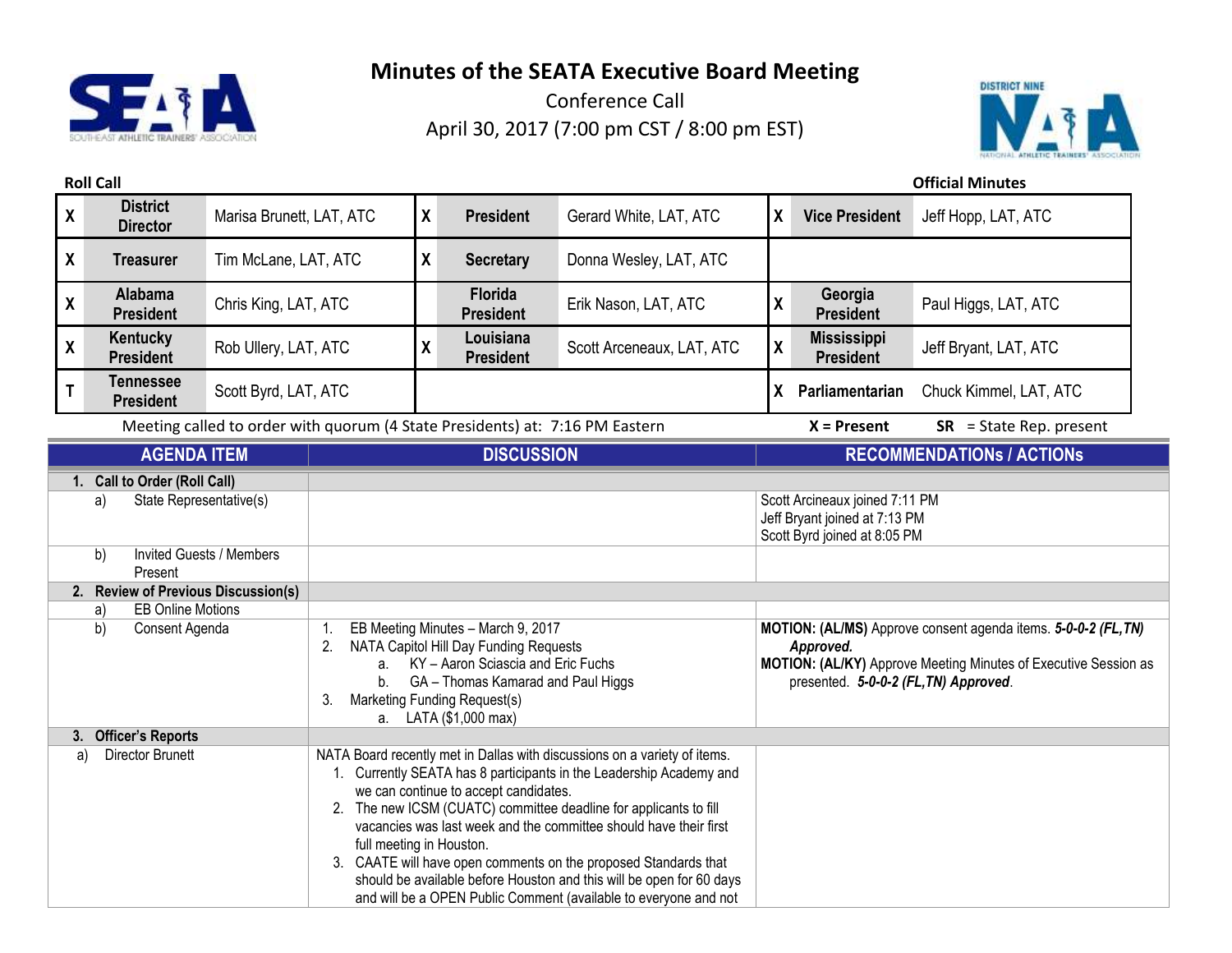# Minutes of the SEATA Executive Board Meeting

Conference Call

April 30, 2017 (7:00 pm CST / 8:00 pm EST)

**Roll Call** | **Official Minutes**

| | | | | | | | | |
|---|---|---|---|---|---|---|---|---|
| X | **District Director** | Marisa Brunett, LAT, ATC | X | **President** | Gerard White, LAT, ATC | X | **Vice President** | Jeff Hopp, LAT, ATC |
| X | **Treasurer** | Tim McLane, LAT, ATC | X | **Secretary** | Donna Wesley, LAT, ATC | | | |
| X | **Alabama President** | Chris King, LAT, ATC | | **Florida President** | Erik Nason, LAT, ATC | X | **Georgia President** | Paul Higgs, LAT, ATC |
| X | **Kentucky President** | Rob Ullery, LAT, ATC | X | **Louisiana President** | Scott Arceneaux, LAT, ATC | X | **Mississippi President** | Jeff Bryant, LAT, ATC |
| T | **Tennessee President** | Scott Byrd, LAT, ATC | | | | X | **Parliamentarian** | Chuck Kimmel, LAT, ATC |

Meeting called to order with quorum (4 State Presidents) at: 7:16 PM Eastern

**X = Present** **SR** = State Rep. present

| AGENDA ITEM | DISCUSSION | RECOMMENDATIONs / ACTIONs |
|---|---|---|
| **1. Call to Order (Roll Call)** | | |
| a) State Representative(s) | | Scott Arcineaux joined 7:11 PM<br>Jeff Bryant joined at 7:13 PM<br>Scott Byrd joined at 8:05 PM |
| b) Invited Guests / Members Present | | |
| **2. Review of Previous Discussion(s)** | | |
| a) EB Online Motions | | |
| b) Consent Agenda | 1. EB Meeting Minutes – March 9, 2017<br>2. NATA Capitol Hill Day Funding Requests<br>a. KY – Aaron Sciascia and Eric Fuchs<br>b. GA – Thomas Kamarad and Paul Higgs<br>3. Marketing Funding Request(s)<br>a. LATA ($1,000 max) | **MOTION: (AL/MS)** Approve consent agenda items. ***5-0-0-2 (FL,TN) Approved.***<br>**MOTION: (AL/KY)** Approve Meeting Minutes of Executive Session as presented. ***5-0-0-2 (FL,TN) Approved***. |
| **3. Officer's Reports** | | |
| a) Director Brunett | NATA Board recently met in Dallas with discussions on a variety of items.<br>1. Currently SEATA has 8 participants in the Leadership Academy and we can continue to accept candidates.<br>2. The new ICSM (CUATC) committee deadline for applicants to fill vacancies was last week and the committee should have their first full meeting in Houston.<br>3. CAATE will have open comments on the proposed Standards that should be available before Houston and this will be open for 60 days and will be a OPEN Public Comment (available to everyone and not | |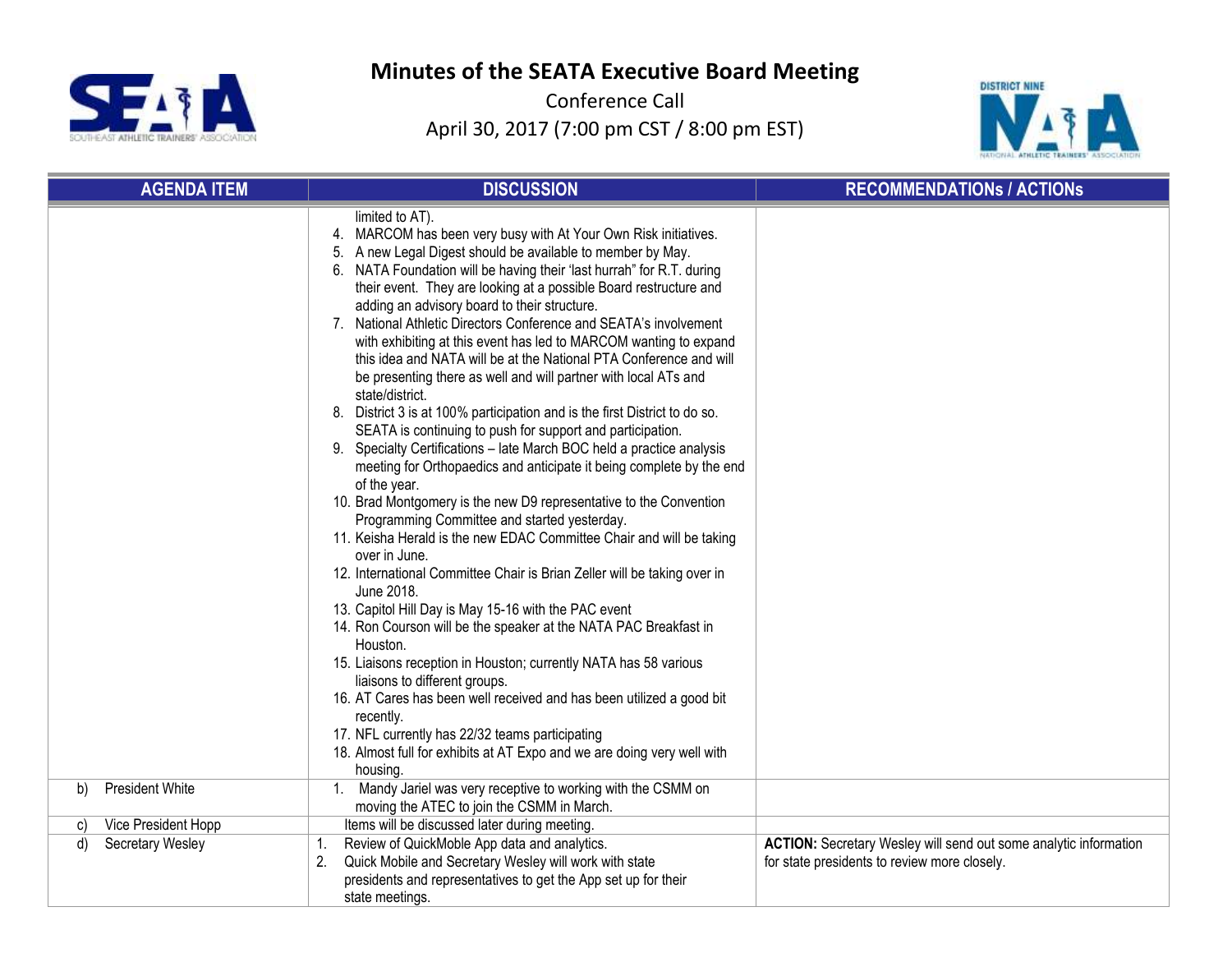# Minutes of the SEATA Executive Board Meeting

Conference Call

April 30, 2017 (7:00 pm CST / 8:00 pm EST)

| AGENDA ITEM | DISCUSSION | RECOMMENDATIONs / ACTIONs |
|---|---|---|
| | limited to AT).<br>4. MARCOM has been very busy with At Your Own Risk initiatives.<br>5. A new Legal Digest should be available to member by May.<br>6. NATA Foundation will be having their 'last hurrah" for R.T. during their event. They are looking at a possible Board restructure and adding an advisory board to their structure.<br>7. National Athletic Directors Conference and SEATA's involvement with exhibiting at this event has led to MARCOM wanting to expand this idea and NATA will be at the National PTA Conference and will be presenting there as well and will partner with local ATs and state/district.<br>8. District 3 is at 100% participation and is the first District to do so. SEATA is continuing to push for support and participation.<br>9. Specialty Certifications – late March BOC held a practice analysis meeting for Orthopaedics and anticipate it being complete by the end of the year.<br>10. Brad Montgomery is the new D9 representative to the Convention Programming Committee and started yesterday.<br>11. Keisha Herald is the new EDAC Committee Chair and will be taking over in June.<br>12. International Committee Chair is Brian Zeller will be taking over in June 2018.<br>13. Capitol Hill Day is May 15-16 with the PAC event<br>14. Ron Courson will be the speaker at the NATA PAC Breakfast in Houston.<br>15. Liaisons reception in Houston; currently NATA has 58 various liaisons to different groups.<br>16. AT Cares has been well received and has been utilized a good bit recently.<br>17. NFL currently has 22/32 teams participating<br>18. Almost full for exhibits at AT Expo and we are doing very well with housing. | |
| b) President White | 1. Mandy Jariel was very receptive to working with the CSMM on moving the ATEC to join the CSMM in March. | |
| c) Vice President Hopp | Items will be discussed later during meeting. | |
| d) Secretary Wesley | 1. Review of QuickMoble App data and analytics.<br>2. Quick Mobile and Secretary Wesley will work with state presidents and representatives to get the App set up for their state meetings. | **ACTION:** Secretary Wesley will send out some analytic information for state presidents to review more closely. |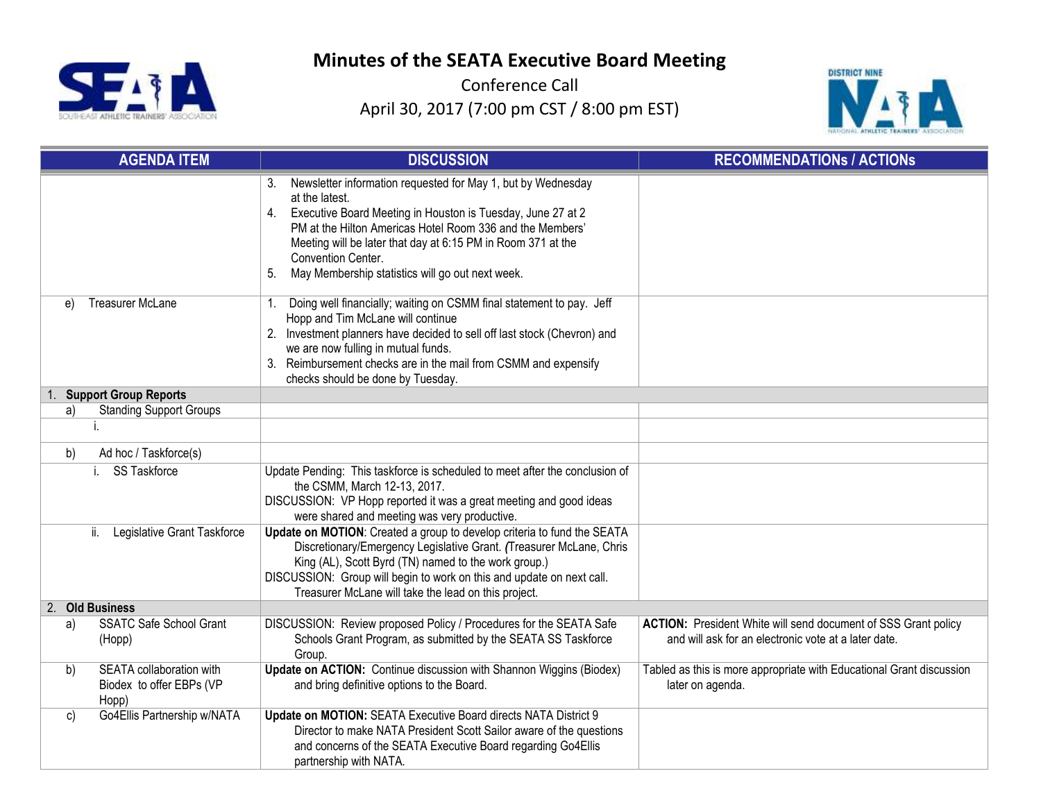# Minutes of the SEATA Executive Board Meeting

Conference Call

April 30, 2017 (7:00 pm CST / 8:00 pm EST)

| AGENDA ITEM | DISCUSSION | RECOMMENDATIONs / ACTIONs |
|---|---|---|
| | 3. Newsletter information requested for May 1, but by Wednesday at the latest.<br>4. Executive Board Meeting in Houston is Tuesday, June 27 at 2 PM at the Hilton Americas Hotel Room 336 and the Members' Meeting will be later that day at 6:15 PM in Room 371 at the Convention Center.<br>5. May Membership statistics will go out next week. | |
| e) Treasurer McLane | 1. Doing well financially; waiting on CSMM final statement to pay. Jeff Hopp and Tim McLane will continue<br>2. Investment planners have decided to sell off last stock (Chevron) and we are now fulling in mutual funds.<br>3. Reimbursement checks are in the mail from CSMM and expensify checks should be done by Tuesday. | |
| **1. Support Group Reports** | | |
| a) Standing Support Groups | | |
| i. | | |
| b) Ad hoc / Taskforce(s) | | |
| i. SS Taskforce | Update Pending: This taskforce is scheduled to meet after the conclusion of the CSMM, March 12-13, 2017.<br>DISCUSSION: VP Hopp reported it was a great meeting and good ideas were shared and meeting was very productive. | |
| ii. Legislative Grant Taskforce | **Update on MOTION**: Created a group to develop criteria to fund the SEATA Discretionary/Emergency Legislative Grant. *(*Treasurer McLane, Chris King (AL), Scott Byrd (TN) named to the work group.)<br>DISCUSSION: Group will begin to work on this and update on next call. Treasurer McLane will take the lead on this project. | |
| **2. Old Business** | | |
| a) SSATC Safe School Grant (Hopp) | DISCUSSION: Review proposed Policy / Procedures for the SEATA Safe Schools Grant Program, as submitted by the SEATA SS Taskforce Group. | **ACTION:** President White will send document of SSS Grant policy and will ask for an electronic vote at a later date. |
| b) SEATA collaboration with Biodex to offer EBPs (VP Hopp) | **Update on ACTION:** Continue discussion with Shannon Wiggins (Biodex) and bring definitive options to the Board. | Tabled as this is more appropriate with Educational Grant discussion later on agenda. |
| c) Go4Ellis Partnership w/NATA | **Update on MOTION:** SEATA Executive Board directs NATA District 9 Director to make NATA President Scott Sailor aware of the questions and concerns of the SEATA Executive Board regarding Go4Ellis partnership with NATA. | |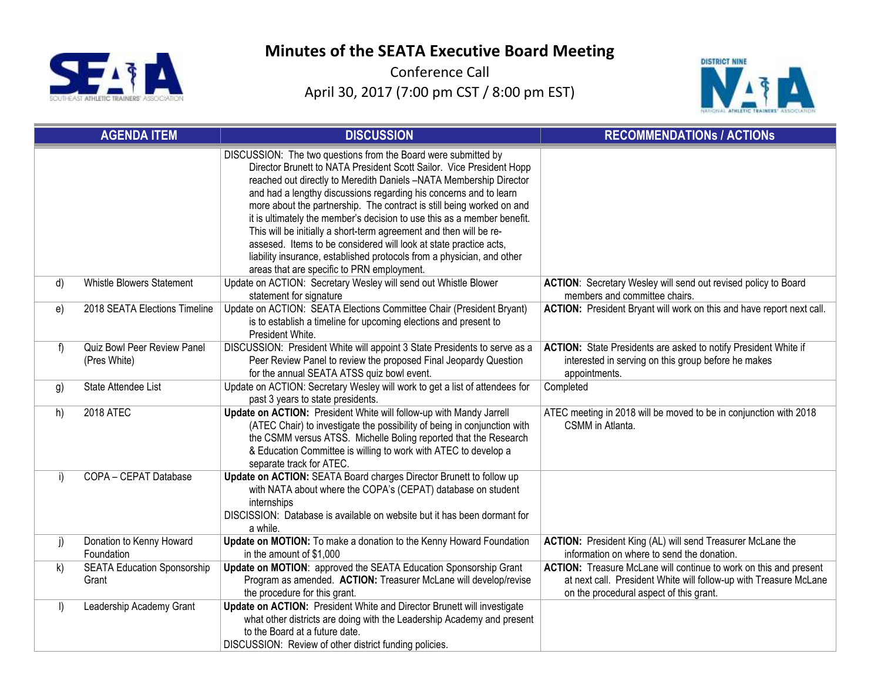# Minutes of the SEATA Executive Board Meeting

Conference Call

April 30, 2017 (7:00 pm CST / 8:00 pm EST)

| | AGENDA ITEM | DISCUSSION | RECOMMENDATIONs / ACTIONs |
|---|---|---|---|
| | | DISCUSSION: The two questions from the Board were submitted by Director Brunett to NATA President Scott Sailor. Vice President Hopp reached out directly to Meredith Daniels –NATA Membership Director and had a lengthy discussions regarding his concerns and to learn more about the partnership. The contract is still being worked on and it is ultimately the member's decision to use this as a member benefit. This will be initially a short-term agreement and then will be re-assesed. Items to be considered will look at state practice acts, liability insurance, established protocols from a physician, and other areas that are specific to PRN employment. | |
| d) | Whistle Blowers Statement | Update on ACTION: Secretary Wesley will send out Whistle Blower statement for signature | **ACTION**: Secretary Wesley will send out revised policy to Board members and committee chairs. |
| e) | 2018 SEATA Elections Timeline | Update on ACTION: SEATA Elections Committee Chair (President Bryant) is to establish a timeline for upcoming elections and present to President White. | **ACTION:** President Bryant will work on this and have report next call. |
| f) | Quiz Bowl Peer Review Panel (Pres White) | DISCUSSION: President White will appoint 3 State Presidents to serve as a Peer Review Panel to review the proposed Final Jeopardy Question for the annual SEATA ATSS quiz bowl event. | **ACTION:** State Presidents are asked to notify President White if interested in serving on this group before he makes appointments. |
| g) | State Attendee List | Update on ACTION: Secretary Wesley will work to get a list of attendees for past 3 years to state presidents. | Completed |
| h) | 2018 ATEC | **Update on ACTION:** President White will follow-up with Mandy Jarrell (ATEC Chair) to investigate the possibility of being in conjunction with the CSMM versus ATSS. Michelle Boling reported that the Research & Education Committee is willing to work with ATEC to develop a separate track for ATEC. | ATEC meeting in 2018 will be moved to be in conjunction with 2018 CSMM in Atlanta. |
| i) | COPA – CEPAT Database | **Update on ACTION:** SEATA Board charges Director Brunett to follow up with NATA about where the COPA's (CEPAT) database on student internships<br>DISCISSION: Database is available on website but it has been dormant for a while. | |
| j) | Donation to Kenny Howard Foundation | **Update on MOTION:** To make a donation to the Kenny Howard Foundation in the amount of $1,000 | **ACTION:** President King (AL) will send Treasurer McLane the information on where to send the donation. |
| k) | SEATA Education Sponsorship Grant | **Update on MOTION**: approved the SEATA Education Sponsorship Grant Program as amended. **ACTION:** Treasurer McLane will develop/revise the procedure for this grant. | **ACTION:** Treasure McLane will continue to work on this and present at next call. President White will follow-up with Treasure McLane on the procedural aspect of this grant. |
| l) | Leadership Academy Grant | **Update on ACTION:** President White and Director Brunett will investigate what other districts are doing with the Leadership Academy and present to the Board at a future date.<br>DISCUSSION: Review of other district funding policies. | |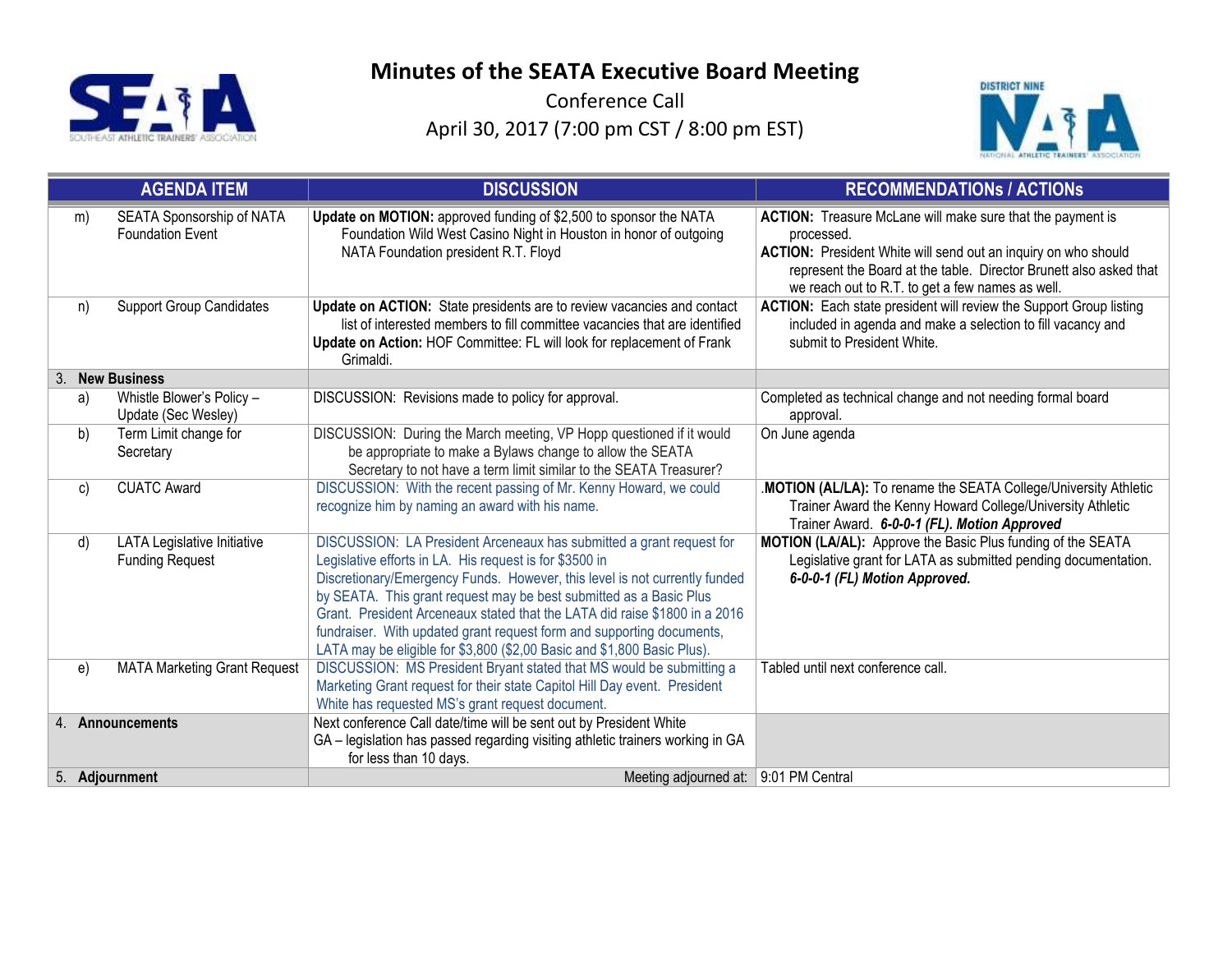# Minutes of the SEATA Executive Board Meeting

Conference Call

April 30, 2017 (7:00 pm CST / 8:00 pm EST)

| AGENDA ITEM | DISCUSSION | RECOMMENDATIONs / ACTIONs |
|---|---|---|
| m) SEATA Sponsorship of NATA Foundation Event | **Update on MOTION:** approved funding of $2,500 to sponsor the NATA Foundation Wild West Casino Night in Houston in honor of outgoing NATA Foundation president R.T. Floyd | **ACTION:** Treasure McLane will make sure that the payment is processed. **ACTION:** President White will send out an inquiry on who should represent the Board at the table. Director Brunett also asked that we reach out to R.T. to get a few names as well. |
| n) Support Group Candidates | **Update on ACTION:** State presidents are to review vacancies and contact list of interested members to fill committee vacancies that are identified **Update on Action:** HOF Committee: FL will look for replacement of Frank Grimaldi. | **ACTION:** Each state president will review the Support Group listing included in agenda and make a selection to fill vacancy and submit to President White. |
| **3. New Business** | | |
| a) Whistle Blower's Policy – Update (Sec Wesley) | DISCUSSION: Revisions made to policy for approval. | Completed as technical change and not needing formal board approval. |
| b) Term Limit change for Secretary | DISCUSSION: During the March meeting, VP Hopp questioned if it would be appropriate to make a Bylaws change to allow the SEATA Secretary to not have a term limit similar to the SEATA Treasurer? | On June agenda |
| c) CUATC Award | DISCUSSION: With the recent passing of Mr. Kenny Howard, we could recognize him by naming an award with his name. | .**MOTION (AL/LA):** To rename the SEATA College/University Athletic Trainer Award the Kenny Howard College/University Athletic Trainer Award. ***6-0-0-1 (FL). Motion Approved*** |
| d) LATA Legislative Initiative Funding Request | DISCUSSION: LA President Arceneaux has submitted a grant request for Legislative efforts in LA. His request is for $3500 in Discretionary/Emergency Funds. However, this level is not currently funded by SEATA. This grant request may be best submitted as a Basic Plus Grant. President Arceneaux stated that the LATA did raise $1800 in a 2016 fundraiser. With updated grant request form and supporting documents, LATA may be eligible for $3,800 ($2,00 Basic and $1,800 Basic Plus). | **MOTION (LA/AL):** Approve the Basic Plus funding of the SEATA Legislative grant for LATA as submitted pending documentation. ***6-0-0-1 (FL) Motion Approved.*** |
| e) MATA Marketing Grant Request | DISCUSSION: MS President Bryant stated that MS would be submitting a Marketing Grant request for their state Capitol Hill Day event. President White has requested MS's grant request document. | Tabled until next conference call. |
| **4. Announcements** | Next conference Call date/time will be sent out by President White GA – legislation has passed regarding visiting athletic trainers working in GA for less than 10 days. | |
| **5. Adjournment** | Meeting adjourned at: | 9:01 PM Central |